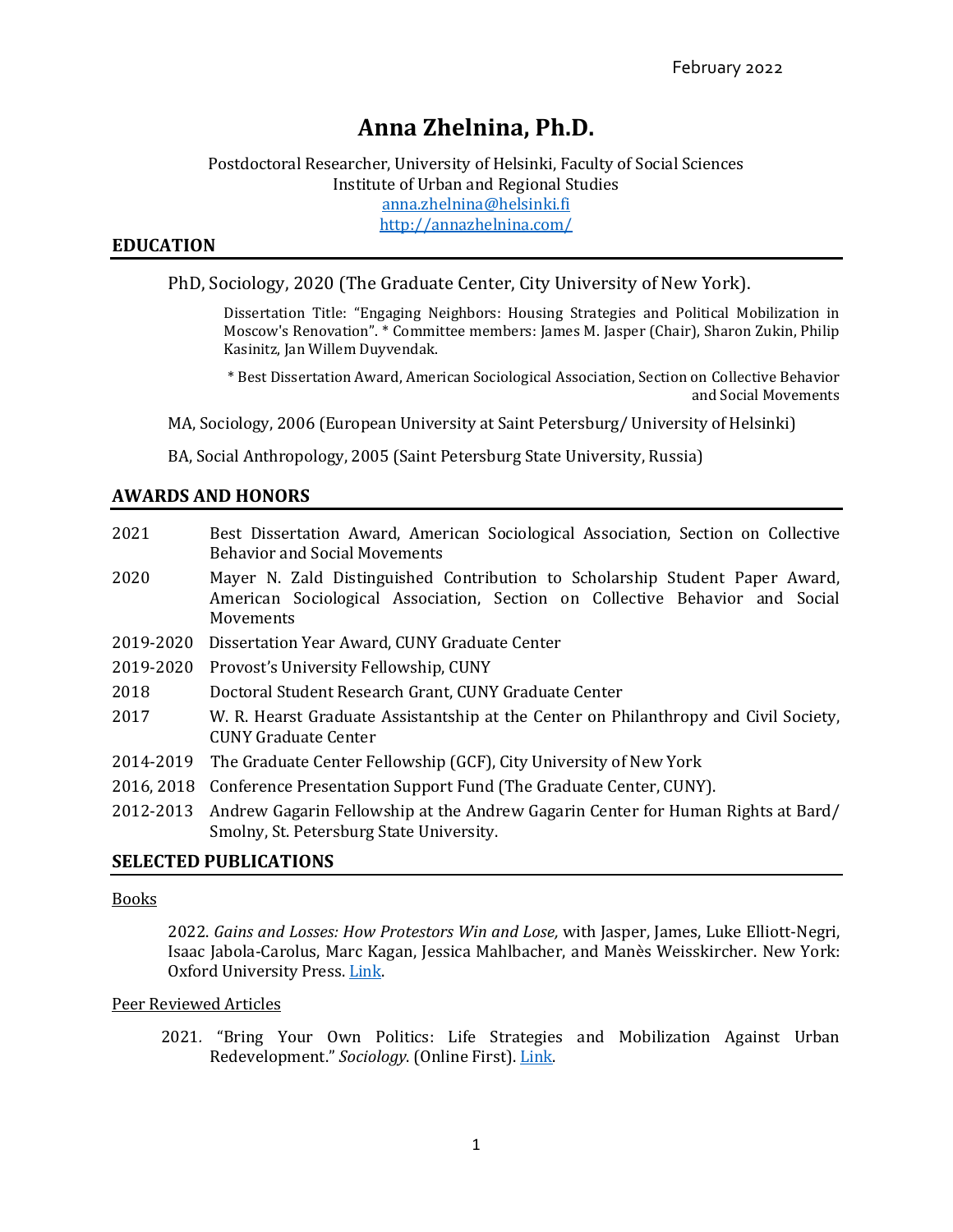February 2022

# Anna Zhelnina, Ph.D.

Postdoctoral Researcher, University of Helsinki, Faculty of Social Sciences
Institute of Urban and Regional Studies
anna.zhelnina@helsinki.fi
http://annazhelnina.com/

## EDUCATION

PhD, Sociology, 2020 (The Graduate Center, City University of New York).

Dissertation Title: "Engaging Neighbors: Housing Strategies and Political Mobilization in Moscow's Renovation". * Committee members: James M. Jasper (Chair), Sharon Zukin, Philip Kasinitz, Jan Willem Duyvendak.

* Best Dissertation Award, American Sociological Association, Section on Collective Behavior and Social Movements

MA, Sociology, 2006 (European University at Saint Petersburg/ University of Helsinki)

BA, Social Anthropology, 2005 (Saint Petersburg State University, Russia)

## AWARDS AND HONORS

| | |
|---|---|
| 2021 | Best Dissertation Award, American Sociological Association, Section on Collective Behavior and Social Movements |
| 2020 | Mayer N. Zald Distinguished Contribution to Scholarship Student Paper Award, American Sociological Association, Section on Collective Behavior and Social Movements |
| 2019-2020 | Dissertation Year Award, CUNY Graduate Center |
| 2019-2020 | Provost's University Fellowship, CUNY |
| 2018 | Doctoral Student Research Grant, CUNY Graduate Center |
| 2017 | W. R. Hearst Graduate Assistantship at the Center on Philanthropy and Civil Society, CUNY Graduate Center |
| 2014-2019 | The Graduate Center Fellowship (GCF), City University of New York |
| 2016, 2018 | Conference Presentation Support Fund (The Graduate Center, CUNY). |
| 2012-2013 | Andrew Gagarin Fellowship at the Andrew Gagarin Center for Human Rights at Bard/ Smolny, St. Petersburg State University. |

## SELECTED PUBLICATIONS

Books

2022. *Gains and Losses: How Protestors Win and Lose,* with Jasper, James, Luke Elliott-Negri, Isaac Jabola-Carolus, Marc Kagan, Jessica Mahlbacher, and Manès Weisskircher. New York: Oxford University Press. Link.

Peer Reviewed Articles

2021. "Bring Your Own Politics: Life Strategies and Mobilization Against Urban Redevelopment." *Sociology*. (Online First). Link.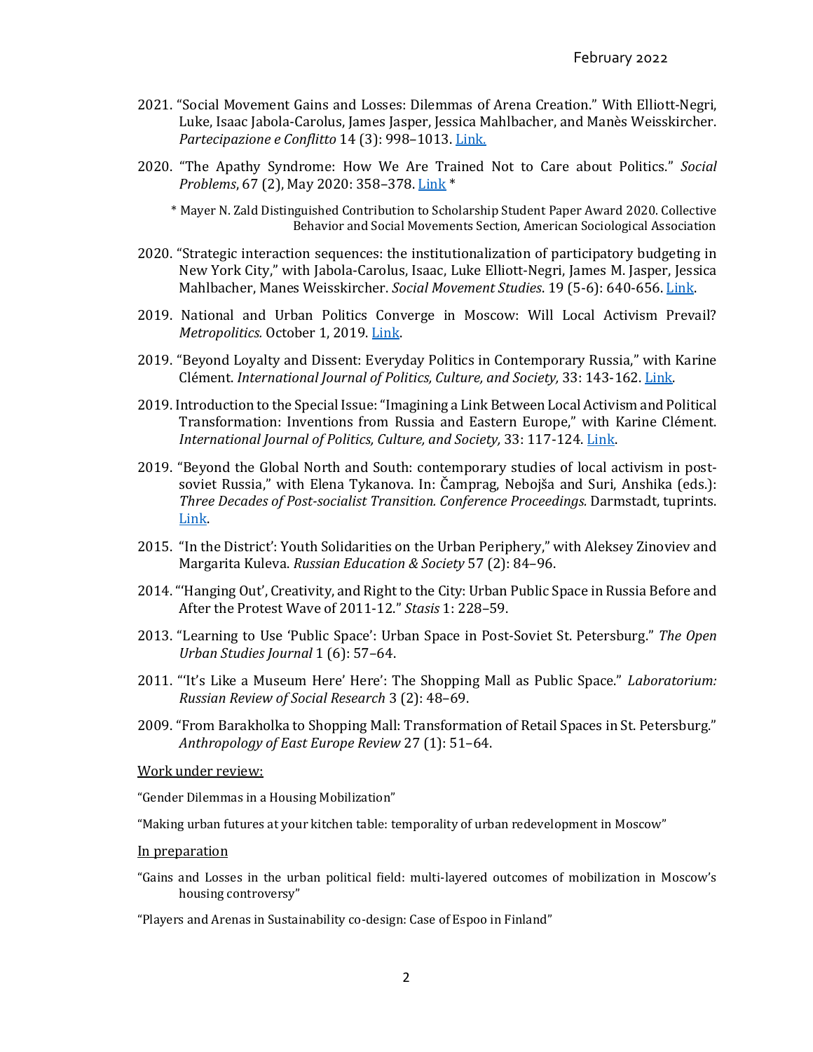2021. "Social Movement Gains and Losses: Dilemmas of Arena Creation." With Elliott-Negri, Luke, Isaac Jabola-Carolus, James Jasper, Jessica Mahlbacher, and Manès Weisskircher. *Partecipazione e Conflitto* 14 (3): 998–1013. [Link.]()

2020. "The Apathy Syndrome: How We Are Trained Not to Care about Politics." *Social Problems*, 67 (2), May 2020: 358–378. [Link]() *

\* Mayer N. Zald Distinguished Contribution to Scholarship Student Paper Award 2020. Collective Behavior and Social Movements Section, American Sociological Association

2020. "Strategic interaction sequences: the institutionalization of participatory budgeting in New York City," with Jabola-Carolus, Isaac, Luke Elliott-Negri, James M. Jasper, Jessica Mahlbacher, Manes Weisskircher. *Social Movement Studies*. 19 (5-6): 640-656. [Link]().

2019. National and Urban Politics Converge in Moscow: Will Local Activism Prevail? *Metropolitics.* October 1, 2019. [Link]().

2019. "Beyond Loyalty and Dissent: Everyday Politics in Contemporary Russia," with Karine Clément. *International Journal of Politics, Culture, and Society,* 33: 143-162. [Link]().

2019. Introduction to the Special Issue: "Imagining a Link Between Local Activism and Political Transformation: Inventions from Russia and Eastern Europe," with Karine Clément. *International Journal of Politics, Culture, and Society,* 33: 117-124. [Link]().

2019. "Beyond the Global North and South: contemporary studies of local activism in post-soviet Russia," with Elena Tykanova. In: Čamprag, Nebojša and Suri, Anshika (eds.): *Three Decades of Post-socialist Transition. Conference Proceedings.* Darmstadt, tuprints. [Link]().

2015. "In the District': Youth Solidarities on the Urban Periphery," with Aleksey Zinoviev and Margarita Kuleva. *Russian Education & Society* 57 (2): 84–96.

2014. "'Hanging Out', Creativity, and Right to the City: Urban Public Space in Russia Before and After the Protest Wave of 2011-12." *Stasis* 1: 228–59.

2013. "Learning to Use 'Public Space': Urban Space in Post-Soviet St. Petersburg." *The Open Urban Studies Journal* 1 (6): 57–64.

2011. "'It's Like a Museum Here' Here': The Shopping Mall as Public Space." *Laboratorium: Russian Review of Social Research* 3 (2): 48–69.

2009. "From Barakholka to Shopping Mall: Transformation of Retail Spaces in St. Petersburg." *Anthropology of East Europe Review* 27 (1): 51–64.

Work under review:

"Gender Dilemmas in a Housing Mobilization"

"Making urban futures at your kitchen table: temporality of urban redevelopment in Moscow"

In preparation

"Gains and Losses in the urban political field: multi-layered outcomes of mobilization in Moscow's housing controversy"

"Players and Arenas in Sustainability co-design: Case of Espoo in Finland"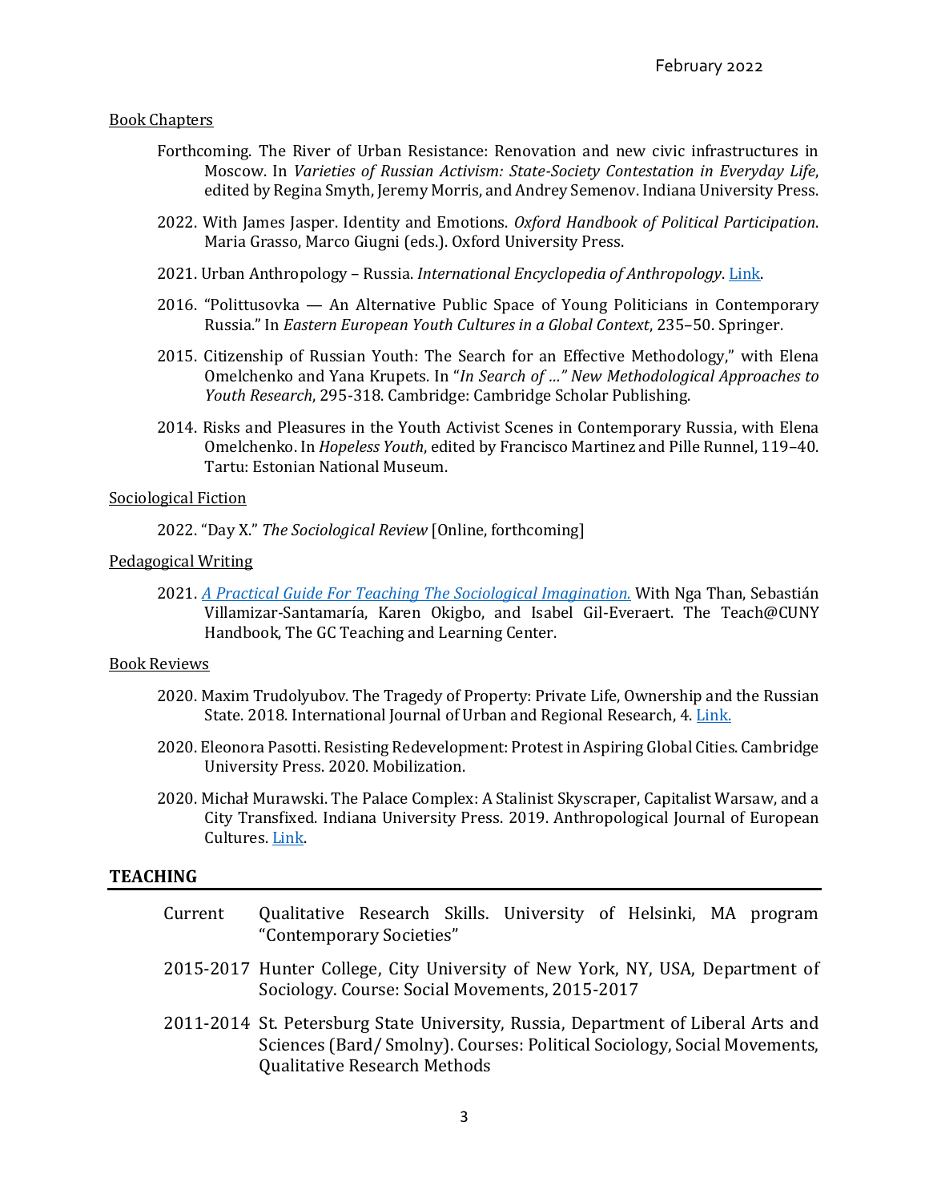February 2022

Book Chapters

Forthcoming. The River of Urban Resistance: Renovation and new civic infrastructures in Moscow. In *Varieties of Russian Activism: State-Society Contestation in Everyday Life*, edited by Regina Smyth, Jeremy Morris, and Andrey Semenov. Indiana University Press.

2022. With James Jasper. Identity and Emotions. *Oxford Handbook of Political Participation*. Maria Grasso, Marco Giugni (eds.). Oxford University Press.

2021. Urban Anthropology – Russia. *International Encyclopedia of Anthropology*. Link.

2016. "Polittusovka — An Alternative Public Space of Young Politicians in Contemporary Russia." In *Eastern European Youth Cultures in a Global Context*, 235–50. Springer.

2015. Citizenship of Russian Youth: The Search for an Effective Methodology," with Elena Omelchenko and Yana Krupets. In "*In Search of …" New Methodological Approaches to Youth Research*, 295-318. Cambridge: Cambridge Scholar Publishing.

2014. Risks and Pleasures in the Youth Activist Scenes in Contemporary Russia, with Elena Omelchenko. In *Hopeless Youth*, edited by Francisco Martinez and Pille Runnel, 119–40. Tartu: Estonian National Museum.

Sociological Fiction

2022. "Day X." *The Sociological Review* [Online, forthcoming]

Pedagogical Writing

2021. *A Practical Guide For Teaching The Sociological Imagination.* With Nga Than, Sebastián Villamizar-Santamaría, Karen Okigbo, and Isabel Gil-Everaert. The Teach@CUNY Handbook, The GC Teaching and Learning Center.

Book Reviews

2020. Maxim Trudolyubov. The Tragedy of Property: Private Life, Ownership and the Russian State. 2018. International Journal of Urban and Regional Research, 4. Link.

2020. Eleonora Pasotti. Resisting Redevelopment: Protest in Aspiring Global Cities. Cambridge University Press. 2020. Mobilization.

2020. Michał Murawski. The Palace Complex: A Stalinist Skyscraper, Capitalist Warsaw, and a City Transfixed. Indiana University Press. 2019. Anthropological Journal of European Cultures. Link.

## TEACHING

Current — Qualitative Research Skills. University of Helsinki, MA program "Contemporary Societies"

2015-2017 — Hunter College, City University of New York, NY, USA, Department of Sociology. Course: Social Movements, 2015-2017

2011-2014 — St. Petersburg State University, Russia, Department of Liberal Arts and Sciences (Bard/ Smolny). Courses: Political Sociology, Social Movements, Qualitative Research Methods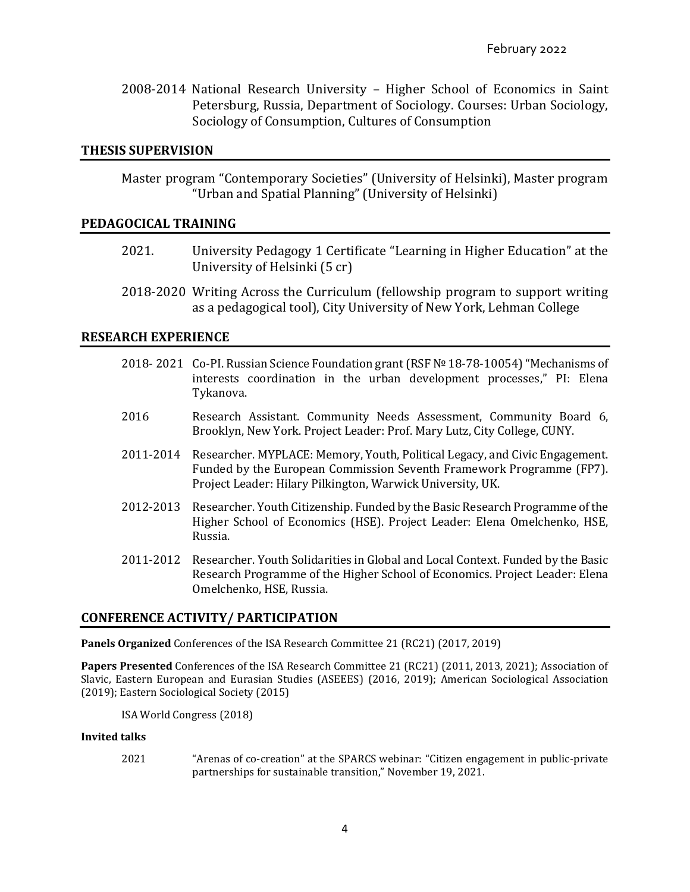2008-2014 National Research University – Higher School of Economics in Saint Petersburg, Russia, Department of Sociology. Courses: Urban Sociology, Sociology of Consumption, Cultures of Consumption

## THESIS SUPERVISION

Master program "Contemporary Societies" (University of Helsinki), Master program "Urban and Spatial Planning" (University of Helsinki)

## PEDAGOCICAL TRAINING

2021. University Pedagogy 1 Certificate "Learning in Higher Education" at the University of Helsinki (5 cr)

2018-2020 Writing Across the Curriculum (fellowship program to support writing as a pedagogical tool), City University of New York, Lehman College

## RESEARCH EXPERIENCE

2018- 2021 Co-PI. Russian Science Foundation grant (RSF № 18-78-10054) "Mechanisms of interests coordination in the urban development processes," PI: Elena Tykanova.

2016 Research Assistant. Community Needs Assessment, Community Board 6, Brooklyn, New York. Project Leader: Prof. Mary Lutz, City College, CUNY.

2011-2014 Researcher. MYPLACE: Memory, Youth, Political Legacy, and Civic Engagement. Funded by the European Commission Seventh Framework Programme (FP7). Project Leader: Hilary Pilkington, Warwick University, UK.

2012-2013 Researcher. Youth Citizenship. Funded by the Basic Research Programme of the Higher School of Economics (HSE). Project Leader: Elena Omelchenko, HSE, Russia.

2011-2012 Researcher. Youth Solidarities in Global and Local Context. Funded by the Basic Research Programme of the Higher School of Economics. Project Leader: Elena Omelchenko, HSE, Russia.

## CONFERENCE ACTIVITY/ PARTICIPATION

**Panels Organized** Conferences of the ISA Research Committee 21 (RC21) (2017, 2019)

**Papers Presented** Conferences of the ISA Research Committee 21 (RC21) (2011, 2013, 2021); Association of Slavic, Eastern European and Eurasian Studies (ASEEES) (2016, 2019); American Sociological Association (2019); Eastern Sociological Society (2015)

ISA World Congress (2018)

**Invited talks**

2021 "Arenas of co-creation" at the SPARCS webinar: "Citizen engagement in public-private partnerships for sustainable transition," November 19, 2021.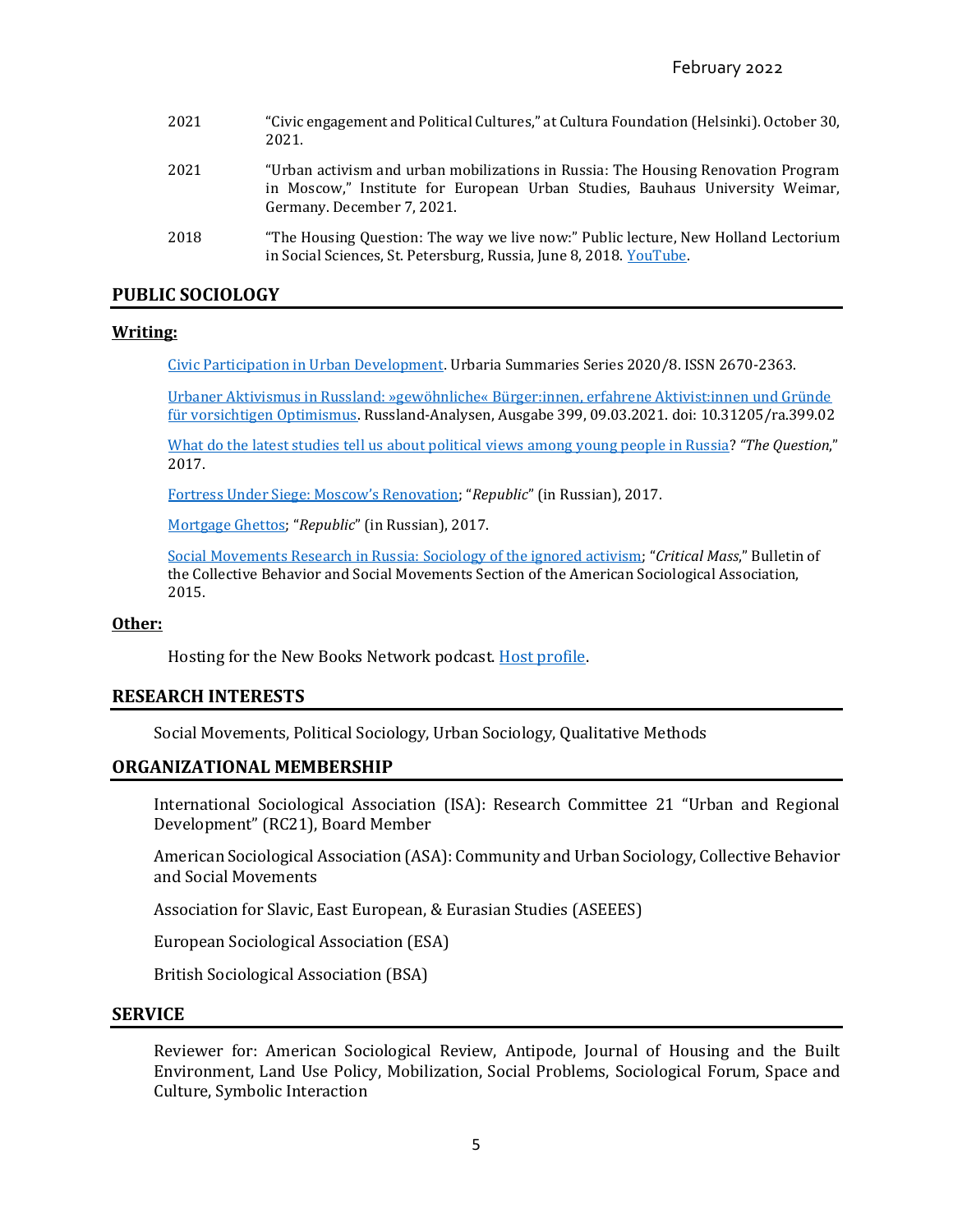2021 "Civic engagement and Political Cultures," at Cultura Foundation (Helsinki). October 30, 2021.

2021 "Urban activism and urban mobilizations in Russia: The Housing Renovation Program in Moscow," Institute for European Urban Studies, Bauhaus University Weimar, Germany. December 7, 2021.

2018 "The Housing Question: The way we live now:" Public lecture, New Holland Lectorium in Social Sciences, St. Petersburg, Russia, June 8, 2018. YouTube.

## PUBLIC SOCIOLOGY

**Writing:**

Civic Participation in Urban Development. Urbaria Summaries Series 2020/8. ISSN 2670-2363.

Urbaner Aktivismus in Russland: »gewöhnliche« Bürger:innen, erfahrene Aktivist:innen und Gründe für vorsichtigen Optimismus. Russland-Analysen, Ausgabe 399, 09.03.2021. doi: 10.31205/ra.399.02

What do the latest studies tell us about political views among young people in Russia? *"The Question*," 2017.

Fortress Under Siege: Moscow's Renovation; "*Republic*" (in Russian), 2017.

Mortgage Ghettos; "*Republic*" (in Russian), 2017.

Social Movements Research in Russia: Sociology of the ignored activism; "*Critical Mass*," Bulletin of the Collective Behavior and Social Movements Section of the American Sociological Association, 2015.

**Other:**

Hosting for the New Books Network podcast. Host profile.

## RESEARCH INTERESTS

Social Movements, Political Sociology, Urban Sociology, Qualitative Methods

## ORGANIZATIONAL MEMBERSHIP

International Sociological Association (ISA): Research Committee 21 "Urban and Regional Development" (RC21), Board Member

American Sociological Association (ASA): Community and Urban Sociology, Collective Behavior and Social Movements

Association for Slavic, East European, & Eurasian Studies (ASEEES)

European Sociological Association (ESA)

British Sociological Association (BSA)

## SERVICE

Reviewer for: American Sociological Review, Antipode, Journal of Housing and the Built Environment, Land Use Policy, Mobilization, Social Problems, Sociological Forum, Space and Culture, Symbolic Interaction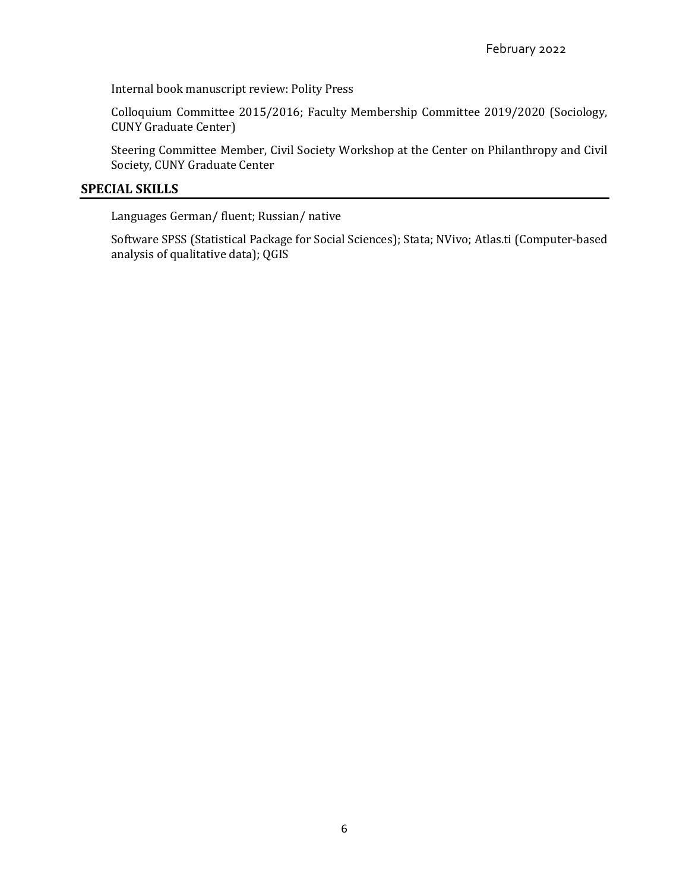Internal book manuscript review: Polity Press

Colloquium Committee 2015/2016; Faculty Membership Committee 2019/2020 (Sociology, CUNY Graduate Center)

Steering Committee Member, Civil Society Workshop at the Center on Philanthropy and Civil Society, CUNY Graduate Center

## SPECIAL SKILLS

Languages German/ fluent; Russian/ native

Software SPSS (Statistical Package for Social Sciences); Stata; NVivo; Atlas.ti (Computer-based analysis of qualitative data); QGIS